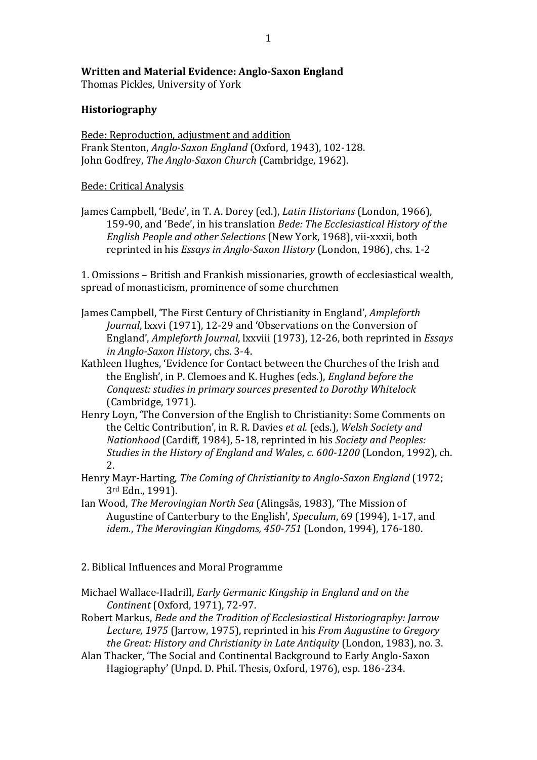**Written and Material Evidence: Anglo-Saxon England**
Thomas Pickles, University of York

**Historiography**

<u>Bede: Reproduction, adjustment and addition</u>
Frank Stenton, *Anglo-Saxon England* (Oxford, 1943), 102-128.
John Godfrey, *The Anglo-Saxon Church* (Cambridge, 1962).

<u>Bede: Critical Analysis</u>

James Campbell, 'Bede', in T. A. Dorey (ed.), *Latin Historians* (London, 1966), 159-90, and 'Bede', in his translation *Bede: The Ecclesiastical History of the English People and other Selections* (New York, 1968), vii-xxxii, both reprinted in his *Essays in Anglo-Saxon History* (London, 1986), chs. 1-2

1. Omissions – British and Frankish missionaries, growth of ecclesiastical wealth, spread of monasticism, prominence of some churchmen

James Campbell, 'The First Century of Christianity in England', *Ampleforth Journal*, lxxvi (1971), 12-29 and 'Observations on the Conversion of England', *Ampleforth Journal*, lxxviii (1973), 12-26, both reprinted in *Essays in Anglo-Saxon History*, chs. 3-4.
Kathleen Hughes, 'Evidence for Contact between the Churches of the Irish and the English', in P. Clemoes and K. Hughes (eds.), *England before the Conquest: studies in primary sources presented to Dorothy Whitelock* (Cambridge, 1971).
Henry Loyn, 'The Conversion of the English to Christianity: Some Comments on the Celtic Contribution', in R. R. Davies *et al.* (eds.), *Welsh Society and Nationhood* (Cardiff, 1984), 5-18, reprinted in his *Society and Peoples: Studies in the History of England and Wales, c. 600-1200* (London, 1992), ch. 2.
Henry Mayr-Harting, *The Coming of Christianity to Anglo-Saxon England* (1972; 3rd Edn., 1991).
Ian Wood, *The Merovingian North Sea* (Alingsås, 1983), 'The Mission of Augustine of Canterbury to the English', *Speculum*, 69 (1994), 1-17, and *idem.*, *The Merovingian Kingdoms, 450-751* (London, 1994), 176-180.

2. Biblical Influences and Moral Programme

Michael Wallace-Hadrill, *Early Germanic Kingship in England and on the Continent* (Oxford, 1971), 72-97.
Robert Markus, *Bede and the Tradition of Ecclesiastical Historiography: Jarrow Lecture, 1975* (Jarrow, 1975), reprinted in his *From Augustine to Gregory the Great: History and Christianity in Late Antiquity* (London, 1983), no. 3.
Alan Thacker, 'The Social and Continental Background to Early Anglo-Saxon Hagiography' (Unpd. D. Phil. Thesis, Oxford, 1976), esp. 186-234.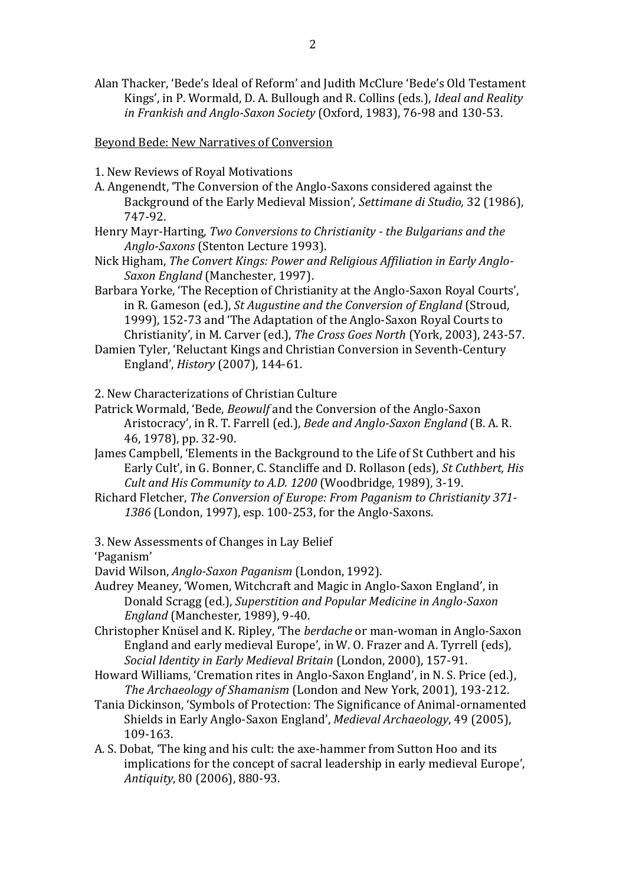Alan Thacker, 'Bede's Ideal of Reform' and Judith McClure 'Bede's Old Testament Kings', in P. Wormald, D. A. Bullough and R. Collins (eds.), *Ideal and Reality in Frankish and Anglo-Saxon Society* (Oxford, 1983), 76-98 and 130-53.

<u>Beyond Bede: New Narratives of Conversion</u>

1. New Reviews of Royal Motivations

A. Angenendt, 'The Conversion of the Anglo-Saxons considered against the Background of the Early Medieval Mission', *Settimane di Studio,* 32 (1986), 747-92.

Henry Mayr-Harting, *Two Conversions to Christianity - the Bulgarians and the Anglo-Saxons* (Stenton Lecture 1993).

Nick Higham, *The Convert Kings: Power and Religious Affiliation in Early Anglo-Saxon England* (Manchester, 1997).

Barbara Yorke, 'The Reception of Christianity at the Anglo-Saxon Royal Courts', in R. Gameson (ed.), *St Augustine and the Conversion of England* (Stroud, 1999), 152-73 and 'The Adaptation of the Anglo-Saxon Royal Courts to Christianity', in M. Carver (ed.), *The Cross Goes North* (York, 2003), 243-57.

Damien Tyler, 'Reluctant Kings and Christian Conversion in Seventh-Century England', *History* (2007), 144-61.

2. New Characterizations of Christian Culture

Patrick Wormald, 'Bede, *Beowulf* and the Conversion of the Anglo-Saxon Aristocracy', in R. T. Farrell (ed.), *Bede and Anglo-Saxon England* (B. A. R. 46, 1978), pp. 32-90.

James Campbell, 'Elements in the Background to the Life of St Cuthbert and his Early Cult', in G. Bonner, C. Stancliffe and D. Rollason (eds), *St Cuthbert, His Cult and His Community to A.D. 1200* (Woodbridge, 1989), 3-19.

Richard Fletcher, *The Conversion of Europe: From Paganism to Christianity 371-1386* (London, 1997), esp. 100-253, for the Anglo-Saxons.

3. New Assessments of Changes in Lay Belief

'Paganism'

David Wilson, *Anglo-Saxon Paganism* (London, 1992).

Audrey Meaney, 'Women, Witchcraft and Magic in Anglo-Saxon England', in Donald Scragg (ed.), *Superstition and Popular Medicine in Anglo-Saxon England* (Manchester, 1989), 9-40.

Christopher Knüsel and K. Ripley, 'The *berdache* or man-woman in Anglo-Saxon England and early medieval Europe', in W. O. Frazer and A. Tyrrell (eds), *Social Identity in Early Medieval Britain* (London, 2000), 157-91.

Howard Williams, 'Cremation rites in Anglo-Saxon England', in N. S. Price (ed.), *The Archaeology of Shamanism* (London and New York, 2001), 193-212.

Tania Dickinson, 'Symbols of Protection: The Significance of Animal-ornamented Shields in Early Anglo-Saxon England', *Medieval Archaeology*, 49 (2005), 109-163.

A. S. Dobat, 'The king and his cult: the axe-hammer from Sutton Hoo and its implications for the concept of sacral leadership in early medieval Europe', *Antiquity*, 80 (2006), 880-93.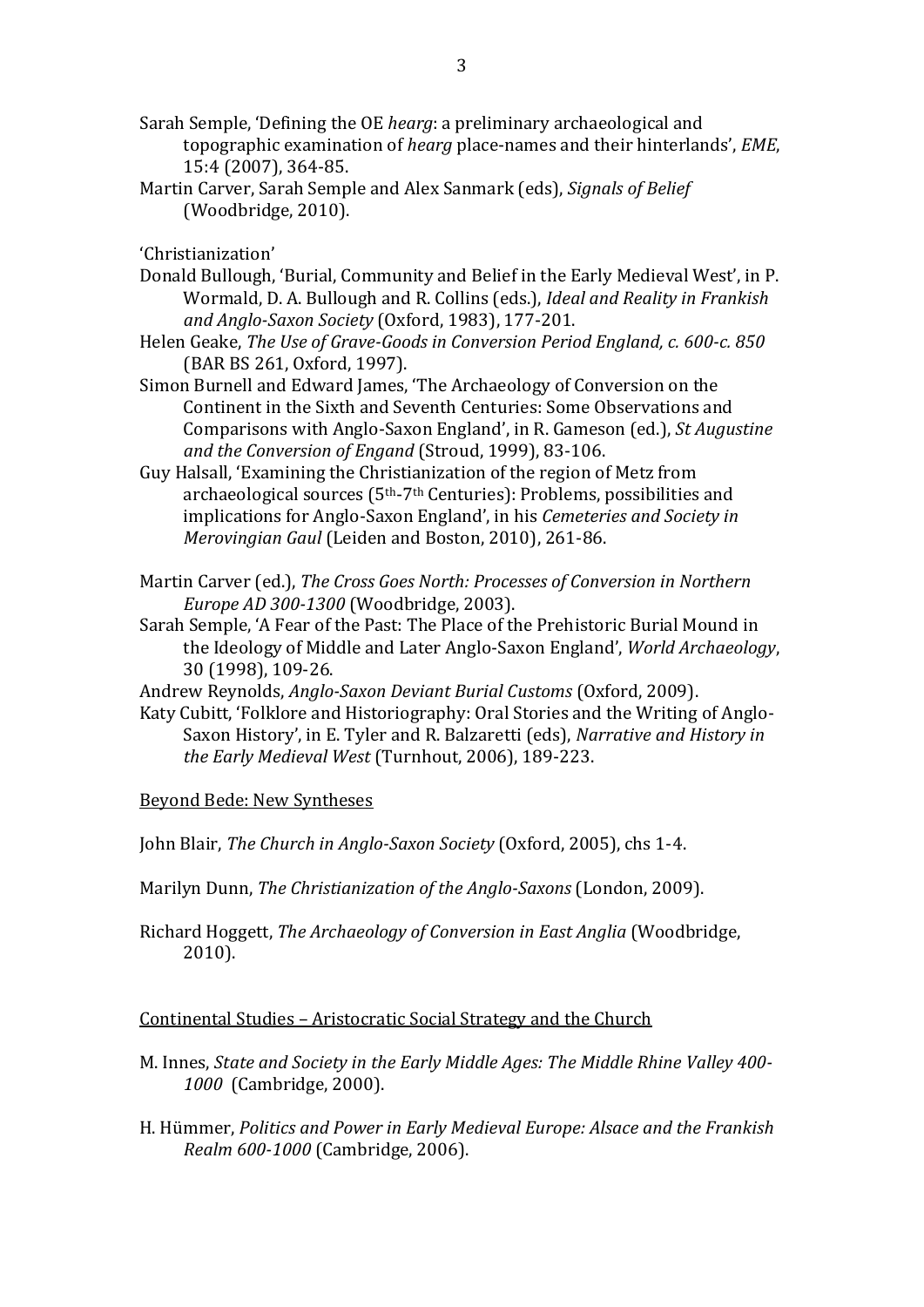Sarah Semple, 'Defining the OE *hearg*: a preliminary archaeological and topographic examination of *hearg* place-names and their hinterlands', *EME*, 15:4 (2007), 364-85.

Martin Carver, Sarah Semple and Alex Sanmark (eds), *Signals of Belief* (Woodbridge, 2010).

'Christianization'

Donald Bullough, 'Burial, Community and Belief in the Early Medieval West', in P. Wormald, D. A. Bullough and R. Collins (eds.), *Ideal and Reality in Frankish and Anglo-Saxon Society* (Oxford, 1983), 177-201.

Helen Geake, *The Use of Grave-Goods in Conversion Period England, c. 600-c. 850* (BAR BS 261, Oxford, 1997).

Simon Burnell and Edward James, 'The Archaeology of Conversion on the Continent in the Sixth and Seventh Centuries: Some Observations and Comparisons with Anglo-Saxon England', in R. Gameson (ed.), *St Augustine and the Conversion of Engand* (Stroud, 1999), 83-106.

Guy Halsall, 'Examining the Christianization of the region of Metz from archaeological sources (5th-7th Centuries): Problems, possibilities and implications for Anglo-Saxon England', in his *Cemeteries and Society in Merovingian Gaul* (Leiden and Boston, 2010), 261-86.

Martin Carver (ed.), *The Cross Goes North: Processes of Conversion in Northern Europe AD 300-1300* (Woodbridge, 2003).

Sarah Semple, 'A Fear of the Past: The Place of the Prehistoric Burial Mound in the Ideology of Middle and Later Anglo-Saxon England', *World Archaeology*, 30 (1998), 109-26.

Andrew Reynolds, *Anglo-Saxon Deviant Burial Customs* (Oxford, 2009).

Katy Cubitt, 'Folklore and Historiography: Oral Stories and the Writing of Anglo-Saxon History', in E. Tyler and R. Balzaretti (eds), *Narrative and History in the Early Medieval West* (Turnhout, 2006), 189-223.

Beyond Bede: New Syntheses

John Blair, *The Church in Anglo-Saxon Society* (Oxford, 2005), chs 1-4.

Marilyn Dunn, *The Christianization of the Anglo-Saxons* (London, 2009).

Richard Hoggett, *The Archaeology of Conversion in East Anglia* (Woodbridge, 2010).

Continental Studies – Aristocratic Social Strategy and the Church

M. Innes, *State and Society in the Early Middle Ages: The Middle Rhine Valley 400-1000* (Cambridge, 2000).

H. Hümmer, *Politics and Power in Early Medieval Europe: Alsace and the Frankish Realm 600-1000* (Cambridge, 2006).